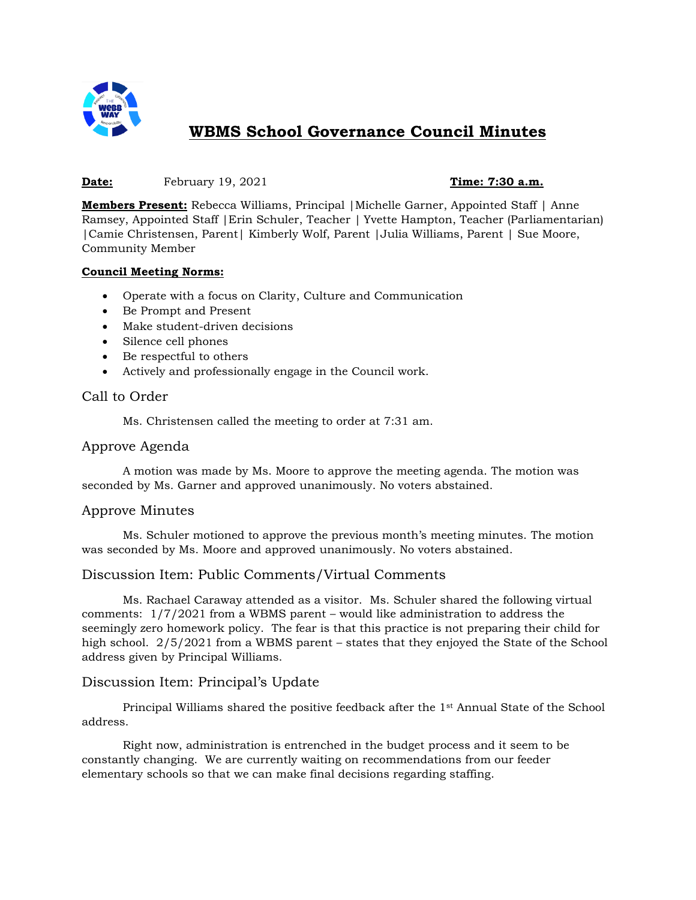# WBMS School Governance Council Minutes

**Date:** February 19, 2021 **Time: 7:30 a.m.**

**Members Present:** Rebecca Williams, Principal |Michelle Garner, Appointed Staff | Anne Ramsey, Appointed Staff |Erin Schuler, Teacher | Yvette Hampton, Teacher (Parliamentarian) |Camie Christensen, Parent| Kimberly Wolf, Parent |Julia Williams, Parent | Sue Moore, Community Member

**Council Meeting Norms:**

- Operate with a focus on Clarity, Culture and Communication
- Be Prompt and Present
- Make student-driven decisions
- Silence cell phones
- Be respectful to others
- Actively and professionally engage in the Council work.

## Call to Order

Ms. Christensen called the meeting to order at 7:31 am.

## Approve Agenda

A motion was made by Ms. Moore to approve the meeting agenda. The motion was seconded by Ms. Garner and approved unanimously. No voters abstained.

## Approve Minutes

Ms. Schuler motioned to approve the previous month's meeting minutes. The motion was seconded by Ms. Moore and approved unanimously. No voters abstained.

## Discussion Item: Public Comments/Virtual Comments

Ms. Rachael Caraway attended as a visitor. Ms. Schuler shared the following virtual comments: 1/7/2021 from a WBMS parent – would like administration to address the seemingly zero homework policy. The fear is that this practice is not preparing their child for high school. 2/5/2021 from a WBMS parent – states that they enjoyed the State of the School address given by Principal Williams.

## Discussion Item: Principal's Update

Principal Williams shared the positive feedback after the 1st Annual State of the School address.

Right now, administration is entrenched in the budget process and it seem to be constantly changing. We are currently waiting on recommendations from our feeder elementary schools so that we can make final decisions regarding staffing.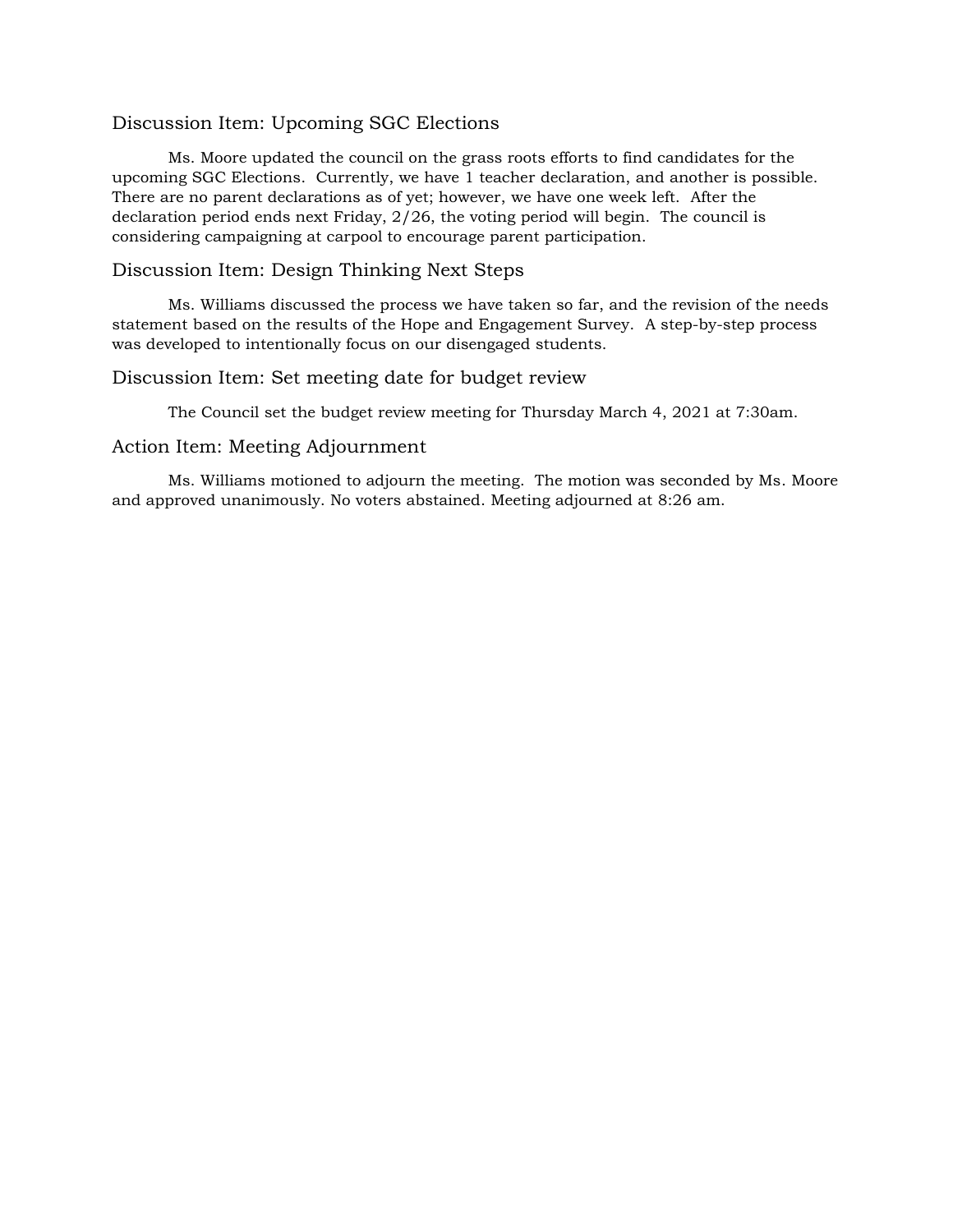## Discussion Item: Upcoming SGC Elections

Ms. Moore updated the council on the grass roots efforts to find candidates for the upcoming SGC Elections. Currently, we have 1 teacher declaration, and another is possible. There are no parent declarations as of yet; however, we have one week left. After the declaration period ends next Friday, 2/26, the voting period will begin. The council is considering campaigning at carpool to encourage parent participation.

## Discussion Item: Design Thinking Next Steps

Ms. Williams discussed the process we have taken so far, and the revision of the needs statement based on the results of the Hope and Engagement Survey. A step-by-step process was developed to intentionally focus on our disengaged students.

## Discussion Item: Set meeting date for budget review

The Council set the budget review meeting for Thursday March 4, 2021 at 7:30am.

## Action Item: Meeting Adjournment

Ms. Williams motioned to adjourn the meeting. The motion was seconded by Ms. Moore and approved unanimously. No voters abstained. Meeting adjourned at 8:26 am.